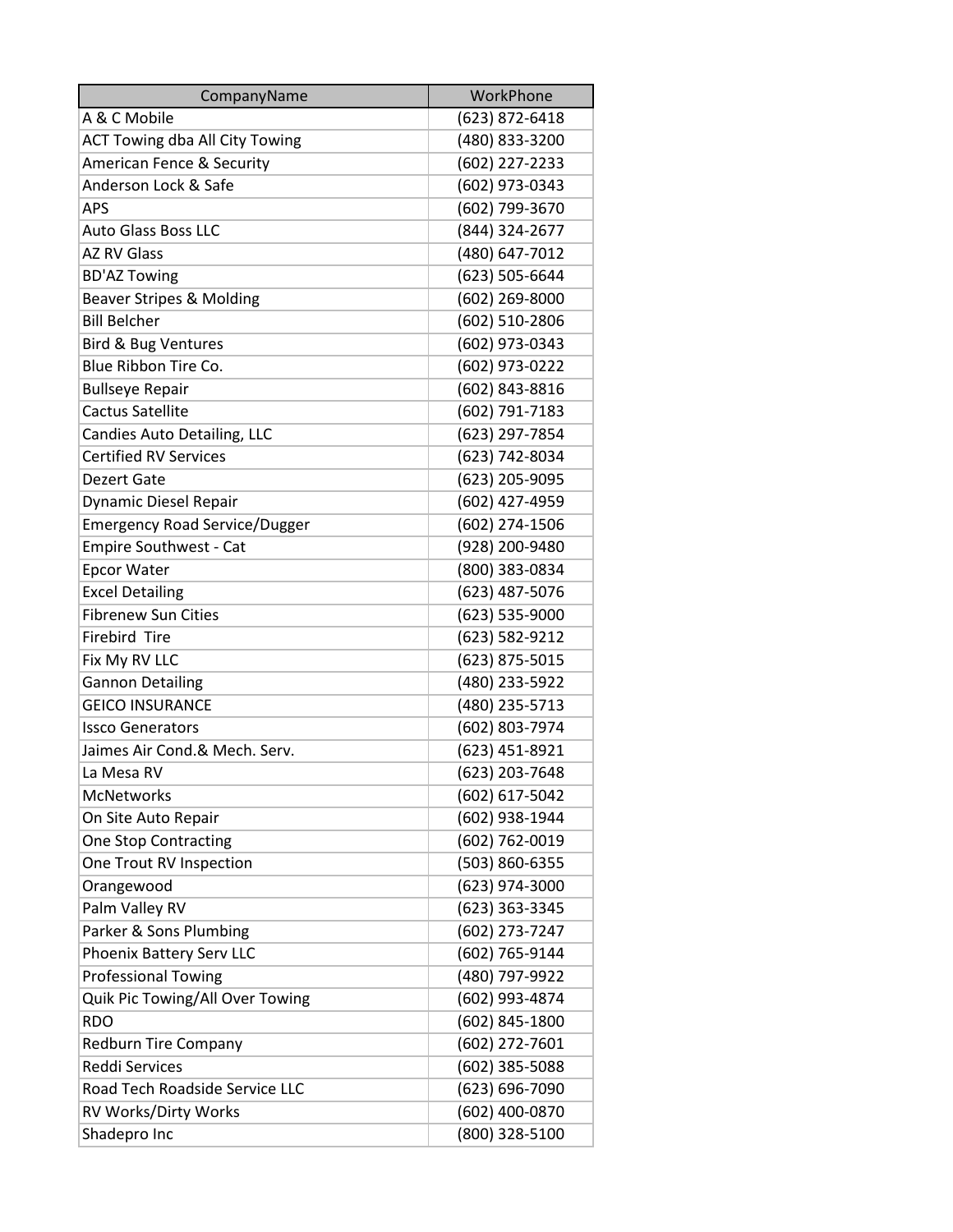| CompanyName | WorkPhone |
| --- | --- |
| A & C Mobile | (623) 872-6418 |
| ACT Towing dba All City Towing | (480) 833-3200 |
| American Fence & Security | (602) 227-2233 |
| Anderson Lock & Safe | (602) 973-0343 |
| APS | (602) 799-3670 |
| Auto Glass Boss LLC | (844) 324-2677 |
| AZ RV Glass | (480) 647-7012 |
| BD'AZ Towing | (623) 505-6644 |
| Beaver Stripes & Molding | (602) 269-8000 |
| Bill Belcher | (602) 510-2806 |
| Bird & Bug Ventures | (602) 973-0343 |
| Blue Ribbon Tire Co. | (602) 973-0222 |
| Bullseye Repair | (602) 843-8816 |
| Cactus Satellite | (602) 791-7183 |
| Candies Auto Detailing, LLC | (623) 297-7854 |
| Certified RV Services | (623) 742-8034 |
| Dezert Gate | (623) 205-9095 |
| Dynamic Diesel Repair | (602) 427-4959 |
| Emergency Road Service/Dugger | (602) 274-1506 |
| Empire Southwest - Cat | (928) 200-9480 |
| Epcor Water | (800) 383-0834 |
| Excel Detailing | (623) 487-5076 |
| Fibrenew Sun Cities | (623) 535-9000 |
| Firebird  Tire | (623) 582-9212 |
| Fix My RV LLC | (623) 875-5015 |
| Gannon Detailing | (480) 233-5922 |
| GEICO INSURANCE | (480) 235-5713 |
| Issco Generators | (602) 803-7974 |
| Jaimes Air Cond.& Mech. Serv. | (623) 451-8921 |
| La Mesa RV | (623) 203-7648 |
| McNetworks | (602) 617-5042 |
| On Site Auto Repair | (602) 938-1944 |
| One Stop Contracting | (602) 762-0019 |
| One Trout RV Inspection | (503) 860-6355 |
| Orangewood | (623) 974-3000 |
| Palm Valley RV | (623) 363-3345 |
| Parker & Sons Plumbing | (602) 273-7247 |
| Phoenix Battery Serv LLC | (602) 765-9144 |
| Professional Towing | (480) 797-9922 |
| Quik Pic Towing/All Over Towing | (602) 993-4874 |
| RDO | (602) 845-1800 |
| Redburn Tire Company | (602) 272-7601 |
| Reddi Services | (602) 385-5088 |
| Road Tech Roadside Service LLC | (623) 696-7090 |
| RV Works/Dirty Works | (602) 400-0870 |
| Shadepro Inc | (800) 328-5100 |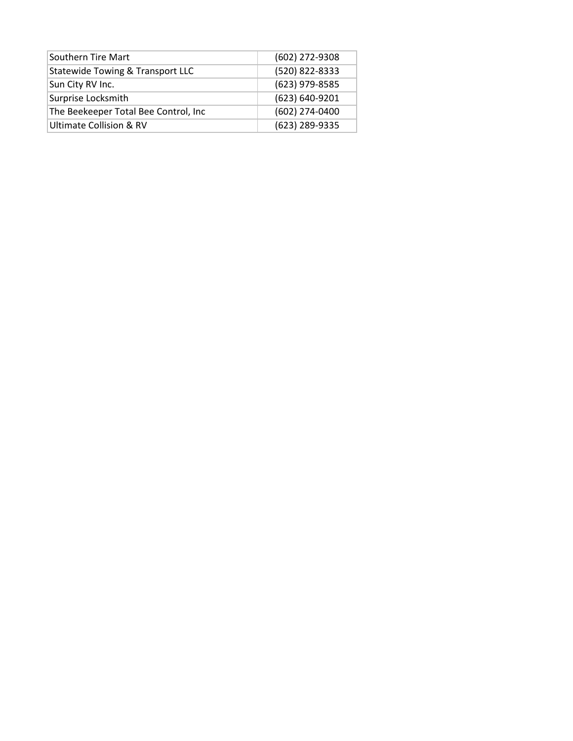| | |
|---|---|
| Southern Tire Mart | (602) 272-9308 |
| Statewide Towing & Transport LLC | (520) 822-8333 |
| Sun City RV Inc. | (623) 979-8585 |
| Surprise Locksmith | (623) 640-9201 |
| The Beekeeper Total Bee Control, Inc | (602) 274-0400 |
| Ultimate Collision & RV | (623) 289-9335 |